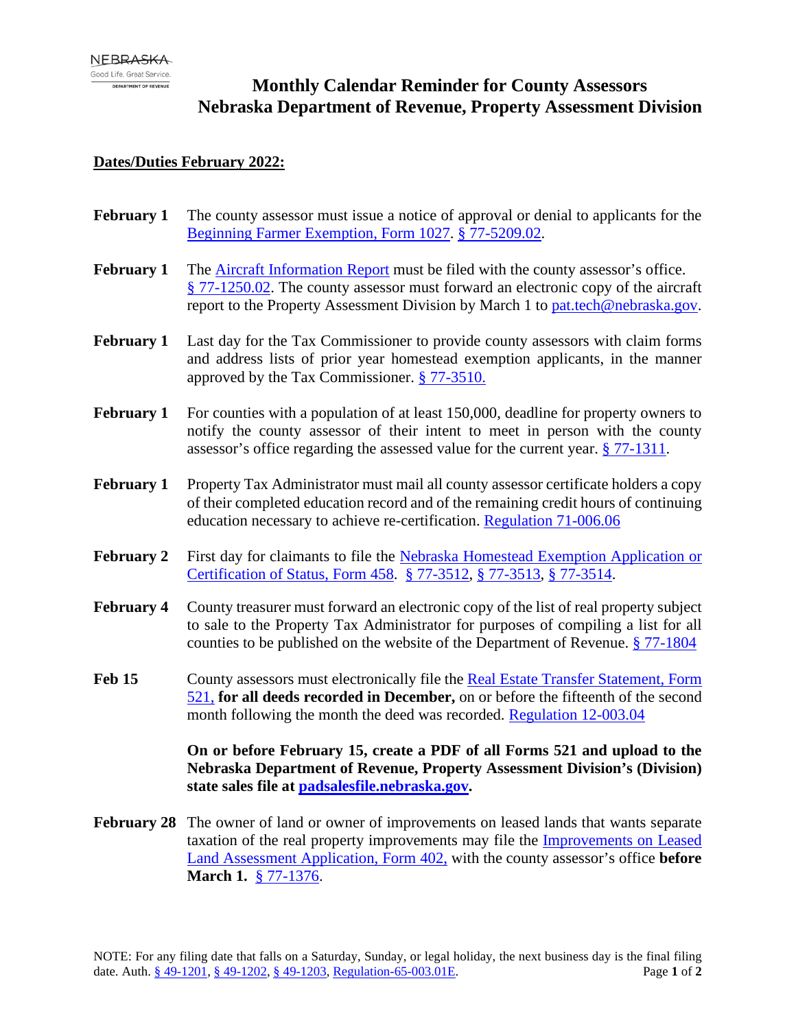# Monthly Calendar Reminder for County Assessors
# Nebraska Department of Revenue, Property Assessment Division

**Dates/Duties February 2022:**

**February 1** The county assessor must issue a notice of approval or denial to applicants for the Beginning Farmer Exemption, Form 1027. § 77-5209.02.

**February 1** The Aircraft Information Report must be filed with the county assessor's office. § 77-1250.02. The county assessor must forward an electronic copy of the aircraft report to the Property Assessment Division by March 1 to pat.tech@nebraska.gov.

**February 1** Last day for the Tax Commissioner to provide county assessors with claim forms and address lists of prior year homestead exemption applicants, in the manner approved by the Tax Commissioner. § 77-3510.

**February 1** For counties with a population of at least 150,000, deadline for property owners to notify the county assessor of their intent to meet in person with the county assessor's office regarding the assessed value for the current year. § 77-1311.

**February 1** Property Tax Administrator must mail all county assessor certificate holders a copy of their completed education record and of the remaining credit hours of continuing education necessary to achieve re-certification. Regulation 71-006.06

**February 2** First day for claimants to file the Nebraska Homestead Exemption Application or Certification of Status, Form 458. § 77-3512, § 77-3513, § 77-3514.

**February 4** County treasurer must forward an electronic copy of the list of real property subject to sale to the Property Tax Administrator for purposes of compiling a list for all counties to be published on the website of the Department of Revenue. § 77-1804

**Feb 15** County assessors must electronically file the Real Estate Transfer Statement, Form 521, **for all deeds recorded in December,** on or before the fifteenth of the second month following the month the deed was recorded. Regulation 12-003.04

**On or before February 15, create a PDF of all Forms 521 and upload to the Nebraska Department of Revenue, Property Assessment Division's (Division) state sales file at padsalesfile.nebraska.gov.**

**February 28** The owner of land or owner of improvements on leased lands that wants separate taxation of the real property improvements may file the Improvements on Leased Land Assessment Application, Form 402, with the county assessor's office **before March 1.** § 77-1376.

NOTE: For any filing date that falls on a Saturday, Sunday, or legal holiday, the next business day is the final filing date. Auth. § 49-1201, § 49-1202, § 49-1203, Regulation-65-003.01E.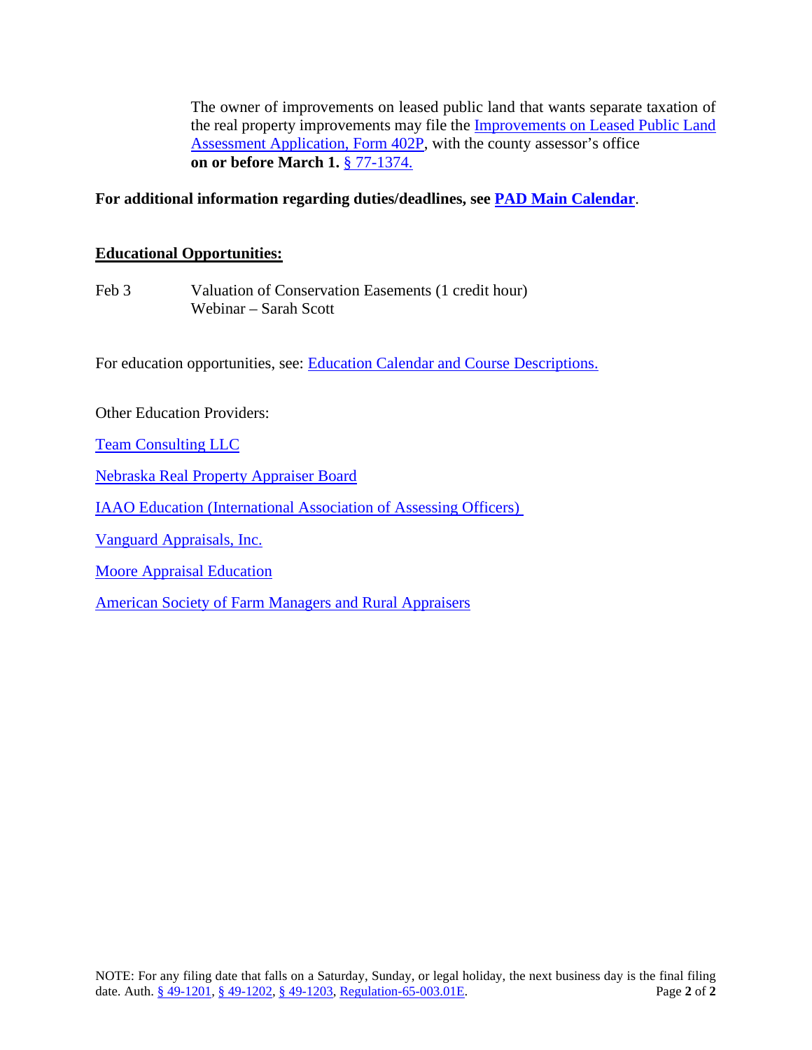The owner of improvements on leased public land that wants separate taxation of the real property improvements may file the Improvements on Leased Public Land Assessment Application, Form 402P, with the county assessor's office **on or before March 1.** § 77-1374.

**For additional information regarding duties/deadlines, see PAD Main Calendar**.

## Educational Opportunities:

| | |
|---|---|
| Feb 3 | Valuation of Conservation Easements (1 credit hour)<br>Webinar – Sarah Scott |

For education opportunities, see: Education Calendar and Course Descriptions.

Other Education Providers:

Team Consulting LLC

Nebraska Real Property Appraiser Board

IAAO Education (International Association of Assessing Officers)

Vanguard Appraisals, Inc.

Moore Appraisal Education

American Society of Farm Managers and Rural Appraisers

NOTE: For any filing date that falls on a Saturday, Sunday, or legal holiday, the next business day is the final filing date. Auth. § 49-1201, § 49-1202, § 49-1203, Regulation-65-003.01E.